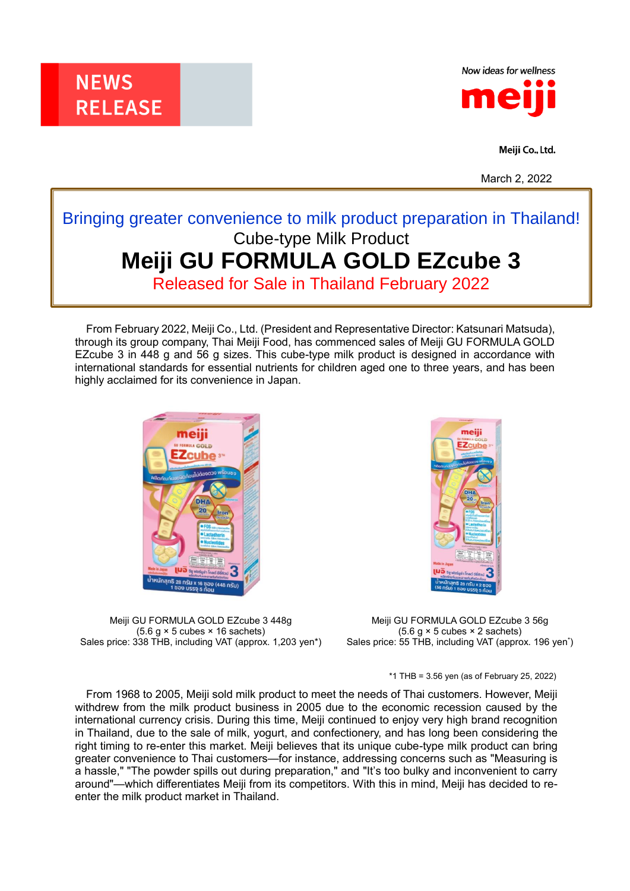NEWS RELEASE

Now ideas for wellness

meiji

Meiji Co., Ltd.

March 2, 2022

Bringing greater convenience to milk product preparation in Thailand!

Cube-type Milk Product

# Meiji GU FORMULA GOLD EZcube 3

Released for Sale in Thailand February 2022

From February 2022, Meiji Co., Ltd. (President and Representative Director: Katsunari Matsuda), through its group company, Thai Meiji Food, has commenced sales of Meiji GU FORMULA GOLD EZcube 3 in 448 g and 56 g sizes. This cube-type milk product is designed in accordance with international standards for essential nutrients for children aged one to three years, and has been highly acclaimed for its convenience in Japan.

Meiji GU FORMULA GOLD EZcube 3 448g
(5.6 g × 5 cubes × 16 sachets)
Sales price: 338 THB, including VAT (approx. 1,203 yen*)

Meiji GU FORMULA GOLD EZcube 3 56g
(5.6 g × 5 cubes × 2 sachets)
Sales price: 55 THB, including VAT (approx. 196 yen*)

*1 THB = 3.56 yen (as of February 25, 2022)

From 1968 to 2005, Meiji sold milk product to meet the needs of Thai customers. However, Meiji withdrew from the milk product business in 2005 due to the economic recession caused by the international currency crisis. During this time, Meiji continued to enjoy very high brand recognition in Thailand, due to the sale of milk, yogurt, and confectionery, and has long been considering the right timing to re-enter this market. Meiji believes that its unique cube-type milk product can bring greater convenience to Thai customers—for instance, addressing concerns such as "Measuring is a hassle," "The powder spills out during preparation," and "It's too bulky and inconvenient to carry around"—which differentiates Meiji from its competitors. With this in mind, Meiji has decided to re-enter the milk product market in Thailand.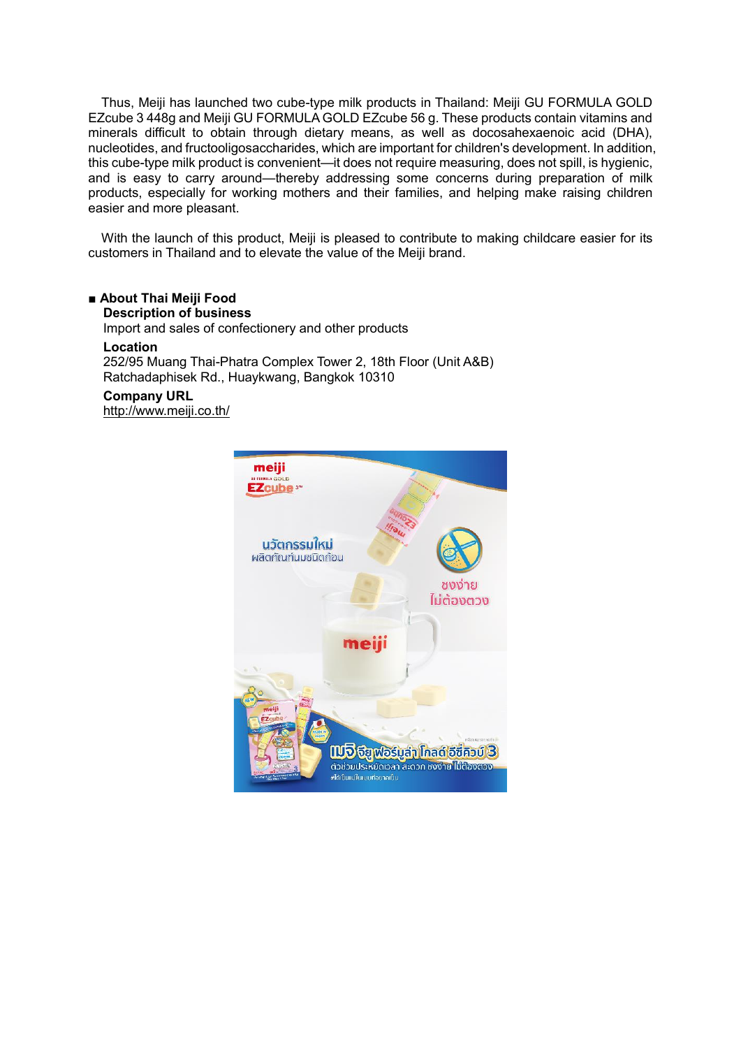Thus, Meiji has launched two cube-type milk products in Thailand: Meiji GU FORMULA GOLD EZcube 3 448g and Meiji GU FORMULA GOLD EZcube 56 g. These products contain vitamins and minerals difficult to obtain through dietary means, as well as docosahexaenoic acid (DHA), nucleotides, and fructooligosaccharides, which are important for children's development. In addition, this cube-type milk product is convenient—it does not require measuring, does not spill, is hygienic, and is easy to carry around—thereby addressing some concerns during preparation of milk products, especially for working mothers and their families, and helping make raising children easier and more pleasant.

With the launch of this product, Meiji is pleased to contribute to making childcare easier for its customers in Thailand and to elevate the value of the Meiji brand.

■ **About Thai Meiji Food**

**Description of business**
Import and sales of confectionery and other products

**Location**
252/95 Muang Thai-Phatra Complex Tower 2, 18th Floor (Unit A&B)
Ratchadaphisek Rd., Huaykwang, Bangkok 10310

**Company URL**
http://www.meiji.co.th/